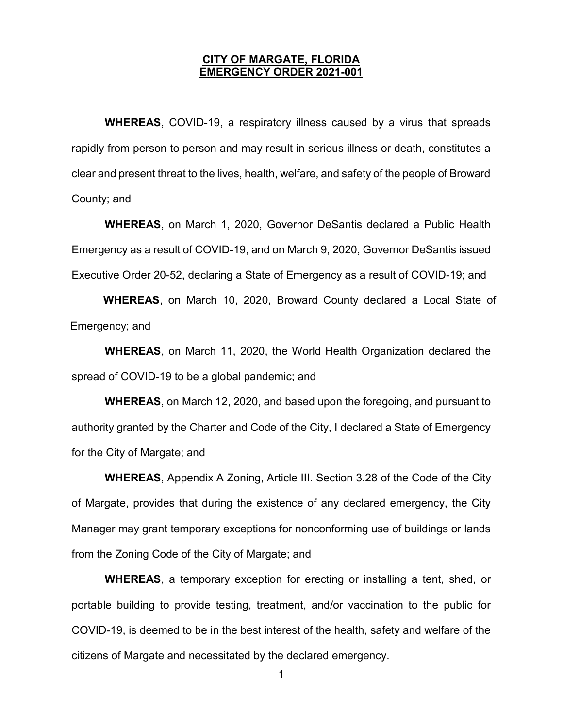**CITY OF MARGATE, FLORIDA**
**EMERGENCY ORDER 2021-001**

**WHEREAS**, COVID-19, a respiratory illness caused by a virus that spreads rapidly from person to person and may result in serious illness or death, constitutes a clear and present threat to the lives, health, welfare, and safety of the people of Broward County; and

**WHEREAS**, on March 1, 2020, Governor DeSantis declared a Public Health Emergency as a result of COVID-19, and on March 9, 2020, Governor DeSantis issued Executive Order 20-52, declaring a State of Emergency as a result of COVID-19; and

**WHEREAS**, on March 10, 2020, Broward County declared a Local State of Emergency; and

**WHEREAS**, on March 11, 2020, the World Health Organization declared the spread of COVID-19 to be a global pandemic; and

**WHEREAS**, on March 12, 2020, and based upon the foregoing, and pursuant to authority granted by the Charter and Code of the City, I declared a State of Emergency for the City of Margate; and

**WHEREAS**, Appendix A Zoning, Article III. Section 3.28 of the Code of the City of Margate, provides that during the existence of any declared emergency, the City Manager may grant temporary exceptions for nonconforming use of buildings or lands from the Zoning Code of the City of Margate; and

**WHEREAS**, a temporary exception for erecting or installing a tent, shed, or portable building to provide testing, treatment, and/or vaccination to the public for COVID-19, is deemed to be in the best interest of the health, safety and welfare of the citizens of Margate and necessitated by the declared emergency.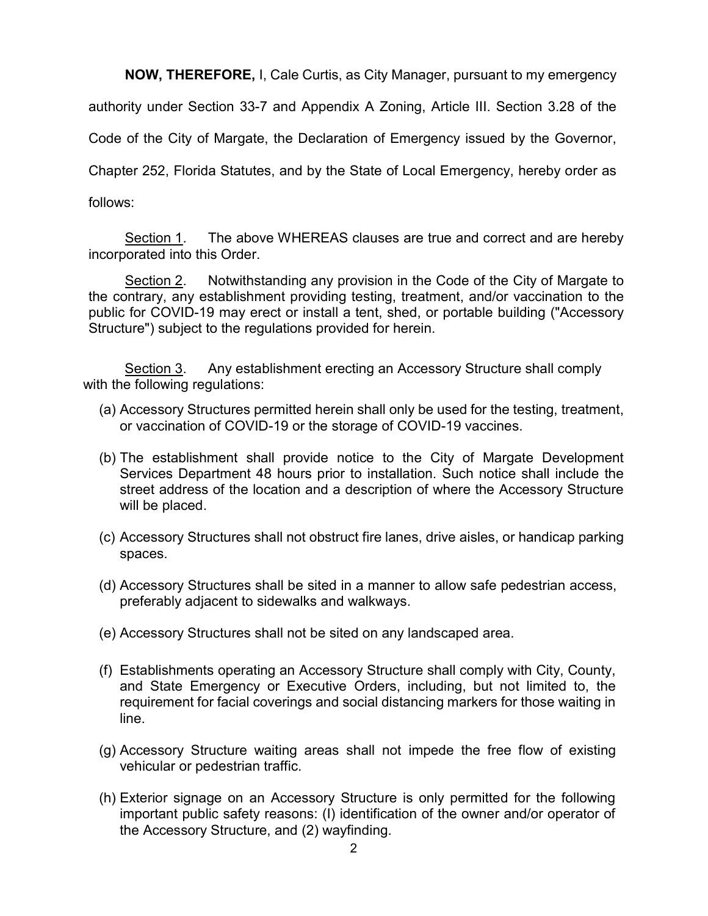**NOW, THEREFORE,** I, Cale Curtis, as City Manager, pursuant to my emergency authority under Section 33-7 and Appendix A Zoning, Article III. Section 3.28 of the Code of the City of Margate, the Declaration of Emergency issued by the Governor, Chapter 252, Florida Statutes, and by the State of Local Emergency, hereby order as follows:

Section 1. The above WHEREAS clauses are true and correct and are hereby incorporated into this Order.

Section 2. Notwithstanding any provision in the Code of the City of Margate to the contrary, any establishment providing testing, treatment, and/or vaccination to the public for COVID-19 may erect or install a tent, shed, or portable building ("Accessory Structure") subject to the regulations provided for herein.

Section 3. Any establishment erecting an Accessory Structure shall comply with the following regulations:

(a) Accessory Structures permitted herein shall only be used for the testing, treatment, or vaccination of COVID-19 or the storage of COVID-19 vaccines.

(b) The establishment shall provide notice to the City of Margate Development Services Department 48 hours prior to installation. Such notice shall include the street address of the location and a description of where the Accessory Structure will be placed.

(c) Accessory Structures shall not obstruct fire lanes, drive aisles, or handicap parking spaces.

(d) Accessory Structures shall be sited in a manner to allow safe pedestrian access, preferably adjacent to sidewalks and walkways.

(e) Accessory Structures shall not be sited on any landscaped area.

(f) Establishments operating an Accessory Structure shall comply with City, County, and State Emergency or Executive Orders, including, but not limited to, the requirement for facial coverings and social distancing markers for those waiting in line.

(g) Accessory Structure waiting areas shall not impede the free flow of existing vehicular or pedestrian traffic.

(h) Exterior signage on an Accessory Structure is only permitted for the following important public safety reasons: (I) identification of the owner and/or operator of the Accessory Structure, and (2) wayfinding.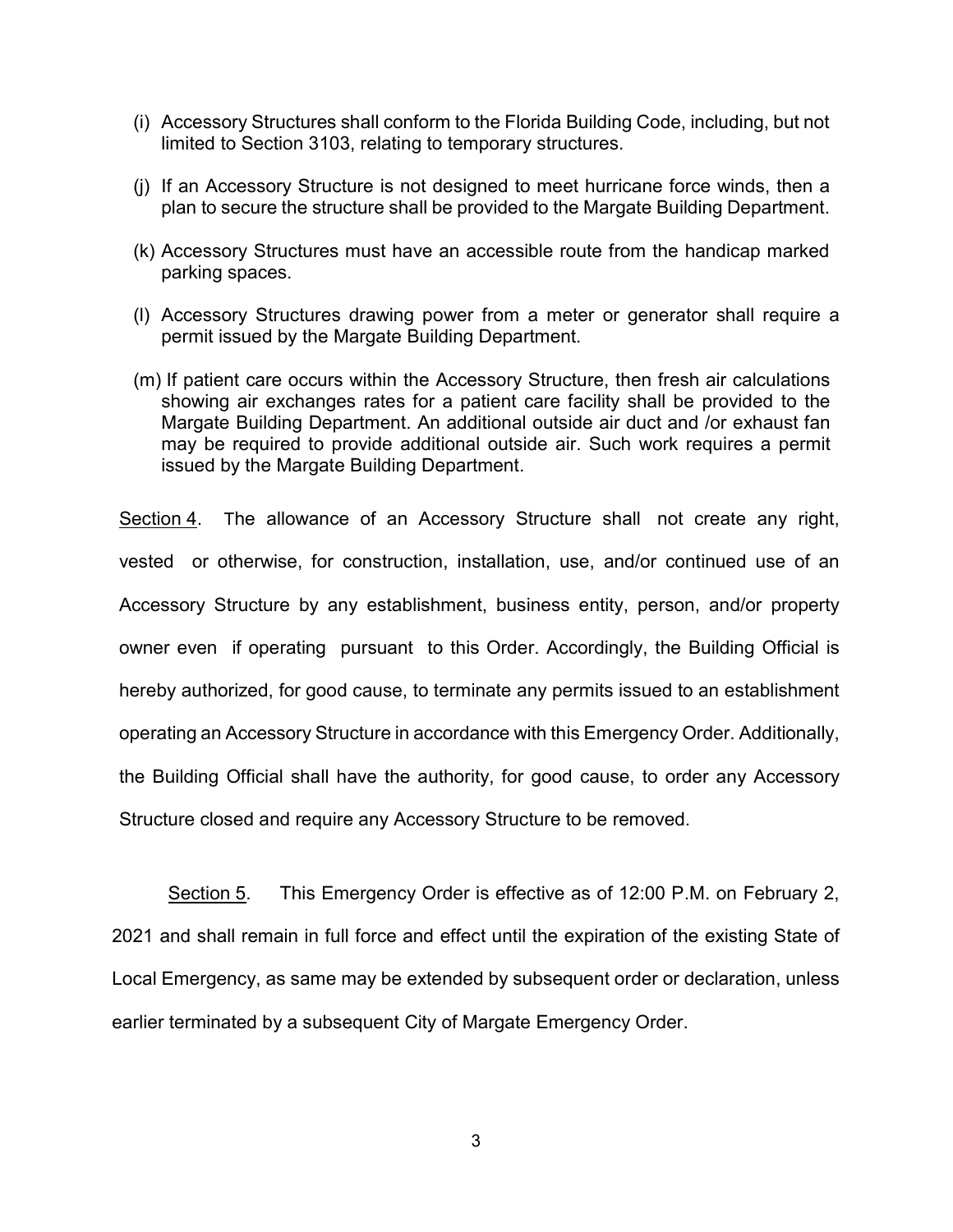(i) Accessory Structures shall conform to the Florida Building Code, including, but not limited to Section 3103, relating to temporary structures.

(j) If an Accessory Structure is not designed to meet hurricane force winds, then a plan to secure the structure shall be provided to the Margate Building Department.

(k) Accessory Structures must have an accessible route from the handicap marked parking spaces.

(l) Accessory Structures drawing power from a meter or generator shall require a permit issued by the Margate Building Department.

(m) If patient care occurs within the Accessory Structure, then fresh air calculations showing air exchanges rates for a patient care facility shall be provided to the Margate Building Department. An additional outside air duct and /or exhaust fan may be required to provide additional outside air. Such work requires a permit issued by the Margate Building Department.

Section 4. The allowance of an Accessory Structure shall not create any right, vested or otherwise, for construction, installation, use, and/or continued use of an Accessory Structure by any establishment, business entity, person, and/or property owner even if operating pursuant to this Order. Accordingly, the Building Official is hereby authorized, for good cause, to terminate any permits issued to an establishment operating an Accessory Structure in accordance with this Emergency Order. Additionally, the Building Official shall have the authority, for good cause, to order any Accessory Structure closed and require any Accessory Structure to be removed.

Section 5. This Emergency Order is effective as of 12:00 P.M. on February 2, 2021 and shall remain in full force and effect until the expiration of the existing State of Local Emergency, as same may be extended by subsequent order or declaration, unless earlier terminated by a subsequent City of Margate Emergency Order.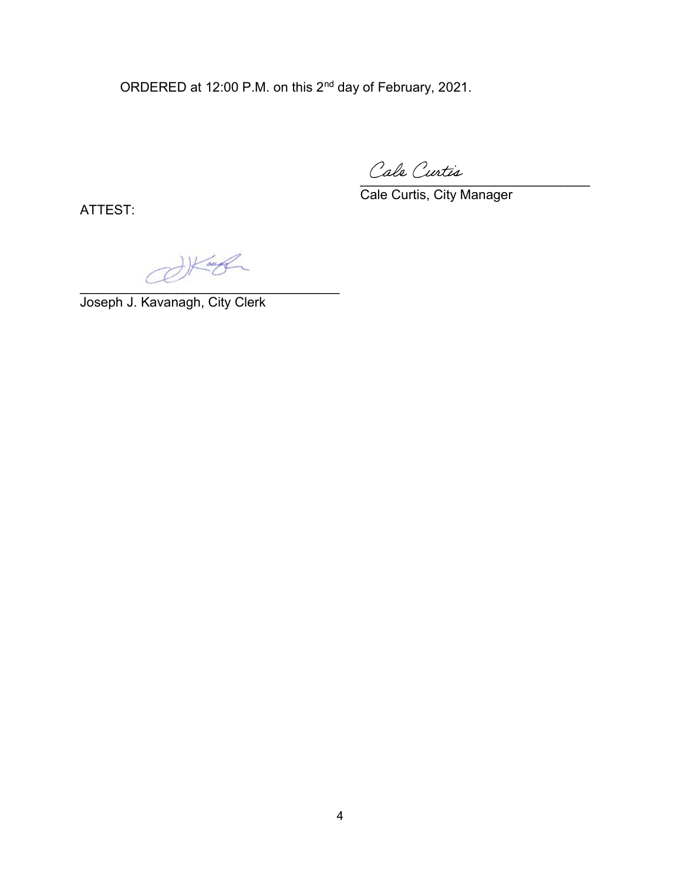ORDERED at 12:00 P.M. on this 2nd day of February, 2021.

Cale Curtis

\_\_\_\_\_\_\_\_\_\_\_\_\_\_\_\_\_\_\_\_\_\_\_\_\_\_\_\_\_\_\_\_\_

Cale Curtis, City Manager

ATTEST:

\_\_\_\_\_\_\_\_\_\_\_\_\_\_\_\_\_\_\_\_\_\_\_\_\_\_\_\_\_\_\_\_\_\_\_\_\_

Joseph J. Kavanagh, City Clerk